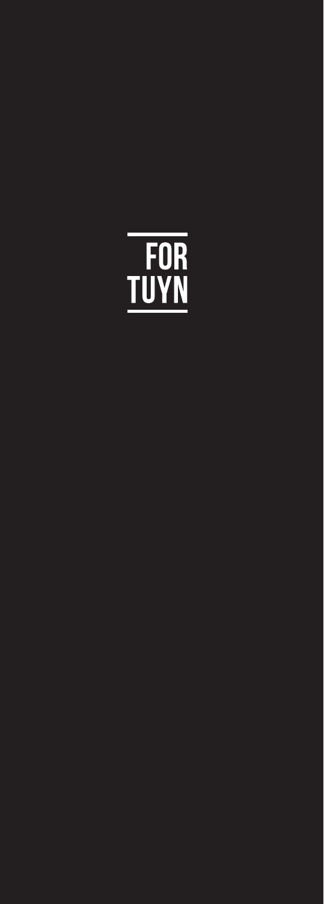# FOR TUYN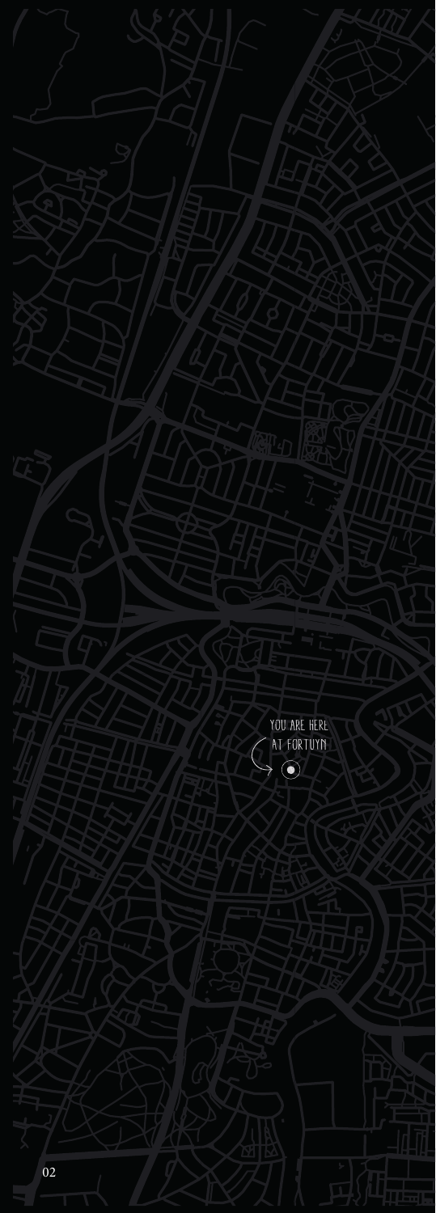YOU ARE HERE
AT FORTUYN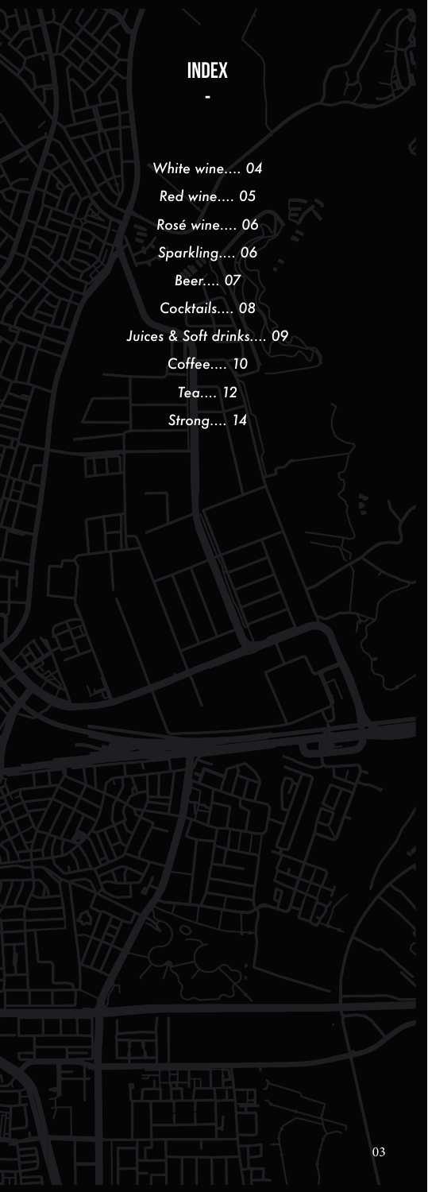# INDEX

-

*White wine.... 04*

*Red wine.... 05*

*Rosé wine.... 06*

*Sparkling.... 06*

*Beer.... 07*

*Cocktails.... 08*

*Juices & Soft drinks.... 09*

*Coffee.... 10*

*Tea.... 12*

*Strong.... 14*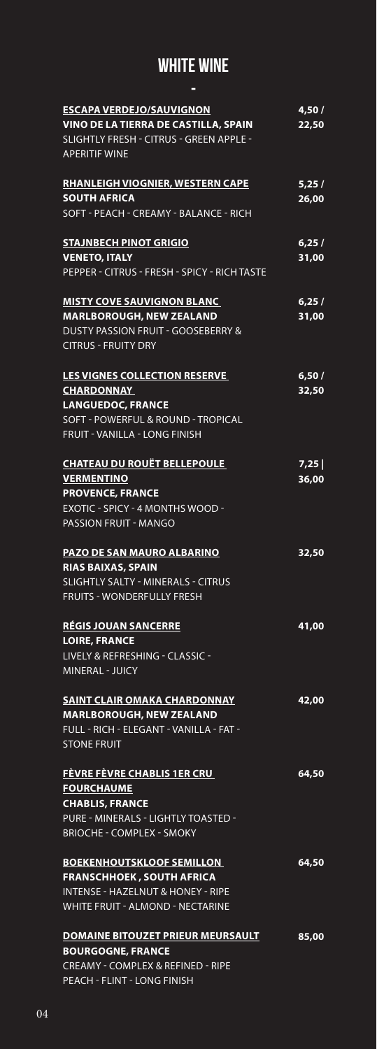# WHITE WINE

-

**ESCAPA VERDEJO/SAUVIGNON**
**VINO DE LA TIERRA DE CASTILLA, SPAIN**
SLIGHTLY FRESH - CITRUS - GREEN APPLE - APERITIF WINE
4,50 / 22,50

**RHANLEIGH VIOGNIER, WESTERN CAPE**
**SOUTH AFRICA**
SOFT - PEACH - CREAMY - BALANCE - RICH
5,25 / 26,00

**STAJNBECH PINOT GRIGIO**
**VENETO, ITALY**
PEPPER - CITRUS - FRESH - SPICY - RICH TASTE
6,25 / 31,00

**MISTY COVE SAUVIGNON BLANC**
**MARLBOROUGH, NEW ZEALAND**
DUSTY PASSION FRUIT - GOOSEBERRY & CITRUS - FRUITY DRY
6,25 / 31,00

**LES VIGNES COLLECTION RESERVE CHARDONNAY**
**LANGUEDOC, FRANCE**
SOFT - POWERFUL & ROUND - TROPICAL FRUIT - VANILLA - LONG FINISH
6,50 / 32,50

**CHATEAU DU ROUËT BELLEPOULE VERMENTINO**
**PROVENCE, FRANCE**
EXOTIC - SPICY - 4 MONTHS WOOD - PASSION FRUIT - MANGO
7,25 | 36,00

**PAZO DE SAN MAURO ALBARINO**
**RIAS BAIXAS, SPAIN**
SLIGHTLY SALTY - MINERALS - CITRUS FRUITS - WONDERFULLY FRESH
32,50

**RÉGIS JOUAN SANCERRE**
**LOIRE, FRANCE**
LIVELY & REFRESHING - CLASSIC - MINERAL - JUICY
41,00

**SAINT CLAIR OMAKA CHARDONNAY**
**MARLBOROUGH, NEW ZEALAND**
FULL - RICH - ELEGANT - VANILLA - FAT - STONE FRUIT
42,00

**FÈVRE FÈVRE CHABLIS 1ER CRU FOURCHAUME**
**CHABLIS, FRANCE**
PURE - MINERALS - LIGHTLY TOASTED - BRIOCHE - COMPLEX - SMOKY
64,50

**BOEKENHOUTSKLOOF SEMILLON**
**FRANSCHHOEK , SOUTH AFRICA**
INTENSE - HAZELNUT & HONEY - RIPE WHITE FRUIT - ALMOND - NECTARINE
64,50

**DOMAINE BITOUZET PRIEUR MEURSAULT**
**BOURGOGNE, FRANCE**
CREAMY - COMPLEX & REFINED - RIPE PEACH - FLINT - LONG FINISH
85,00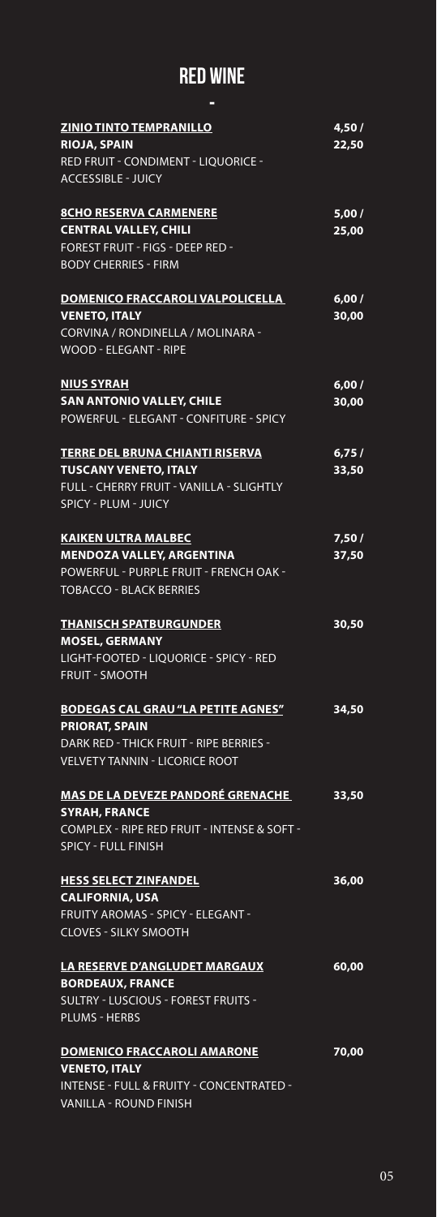# RED WINE

-

**ZINIO TINTO TEMPRANILLO** — 4,50 / 22,50
**RIOJA, SPAIN**
RED FRUIT - CONDIMENT - LIQUORICE - ACCESSIBLE - JUICY

**8CHO RESERVA CARMENERE** — 5,00 / 25,00
**CENTRAL VALLEY, CHILI**
FOREST FRUIT - FIGS - DEEP RED - BODY CHERRIES - FIRM

**DOMENICO FRACCAROLI VALPOLICELLA** — 6,00 / 30,00
**VENETO, ITALY**
CORVINA / RONDINELLA / MOLINARA - WOOD - ELEGANT - RIPE

**NIUS SYRAH** — 6,00 / 30,00
**SAN ANTONIO VALLEY, CHILE**
POWERFUL - ELEGANT - CONFITURE - SPICY

**TERRE DEL BRUNA CHIANTI RISERVA** — 6,75 / 33,50
**TUSCANY VENETO, ITALY**
FULL - CHERRY FRUIT - VANILLA - SLIGHTLY SPICY - PLUM - JUICY

**KAIKEN ULTRA MALBEC** — 7,50 / 37,50
**MENDOZA VALLEY, ARGENTINA**
POWERFUL - PURPLE FRUIT - FRENCH OAK - TOBACCO - BLACK BERRIES

**THANISCH SPATBURGUNDER** — 30,50
**MOSEL, GERMANY**
LIGHT-FOOTED - LIQUORICE - SPICY - RED FRUIT - SMOOTH

**BODEGAS CAL GRAU "LA PETITE AGNES"** — 34,50
**PRIORAT, SPAIN**
DARK RED - THICK FRUIT - RIPE BERRIES - VELVETY TANNIN - LICORICE ROOT

**MAS DE LA DEVEZE PANDORÉ GRENACHE** — 33,50
**SYRAH, FRANCE**
COMPLEX - RIPE RED FRUIT - INTENSE & SOFT - SPICY - FULL FINISH

**HESS SELECT ZINFANDEL** — 36,00
**CALIFORNIA, USA**
FRUITY AROMAS - SPICY - ELEGANT - CLOVES - SILKY SMOOTH

**LA RESERVE D'ANGLUDET MARGAUX** — 60,00
**BORDEAUX, FRANCE**
SULTRY - LUSCIOUS - FOREST FRUITS - PLUMS - HERBS

**DOMENICO FRACCAROLI AMARONE** — 70,00
**VENETO, ITALY**
INTENSE - FULL & FRUITY - CONCENTRATED - VANILLA - ROUND FINISH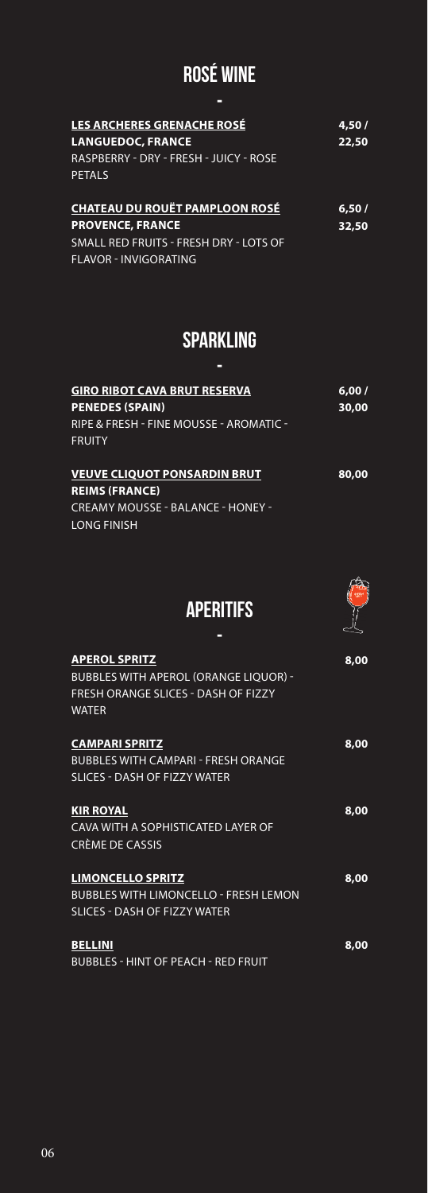## ROSÉ WINE

-

**LES ARCHERES GRENACHE ROSÉ** — 4,50 / 22,50
**LANGUEDOC, FRANCE**
RASPBERRY - DRY - FRESH - JUICY - ROSE PETALS

**CHATEAU DU ROUËT PAMPLOON ROSÉ** — 6,50 / 32,50
**PROVENCE, FRANCE**
SMALL RED FRUITS - FRESH DRY - LOTS OF FLAVOR - INVIGORATING

## SPARKLING

-

**GIRO RIBOT CAVA BRUT RESERVA** — 6,00 / 30,00
**PENEDES (SPAIN)**
RIPE & FRESH - FINE MOUSSE - AROMATIC - FRUITY

**VEUVE CLIQUOT PONSARDIN BRUT** — 80,00
**REIMS (FRANCE)**
CREAMY MOUSSE - BALANCE - HONEY - LONG FINISH

## APERITIFS

-

**APEROL SPRITZ** — 8,00
BUBBLES WITH APEROL (ORANGE LIQUOR) - FRESH ORANGE SLICES - DASH OF FIZZY WATER

**CAMPARI SPRITZ** — 8,00
BUBBLES WITH CAMPARI - FRESH ORANGE SLICES - DASH OF FIZZY WATER

**KIR ROYAL** — 8,00
CAVA WITH A SOPHISTICATED LAYER OF CRÈME DE CASSIS

**LIMONCELLO SPRITZ** — 8,00
BUBBLES WITH LIMONCELLO - FRESH LEMON SLICES - DASH OF FIZZY WATER

**BELLINI** — 8,00
BUBBLES - HINT OF PEACH - RED FRUIT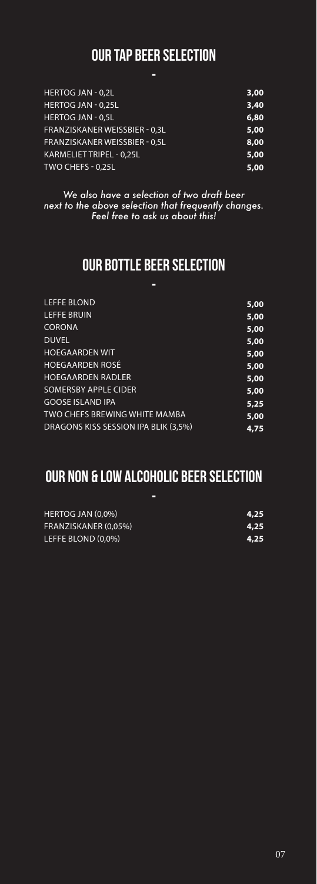## OUR TAP BEER SELECTION

-

| | |
|---|---|
| HERTOG JAN - 0,2L | **3,00** |
| HERTOG JAN - 0,25L | **3,40** |
| HERTOG JAN - 0,5L | **6,80** |
| FRANZISKANER WEISSBIER - 0,3L | **5,00** |
| FRANZISKANER WEISSBIER - 0,5L | **8,00** |
| KARMELIET TRIPEL - 0,25L | **5,00** |
| TWO CHEFS - 0,25L | **5,00** |

*We also have a selection of two draft beer next to the above selection that frequently changes. Feel free to ask us about this!*

## OUR BOTTLE BEER SELECTION

-

| | |
|---|---|
| LEFFE BLOND | **5,00** |
| LEFFE BRUIN | **5,00** |
| CORONA | **5,00** |
| DUVEL | **5,00** |
| HOEGAARDEN WIT | **5,00** |
| HOEGAARDEN ROSÉ | **5,00** |
| HOEGAARDEN RADLER | **5,00** |
| SOMERSBY APPLE CIDER | **5,00** |
| GOOSE ISLAND IPA | **5,25** |
| TWO CHEFS BREWING WHITE MAMBA | **5,00** |
| DRAGONS KISS SESSION IPA BLIK (3,5%) | **4,75** |

## OUR NON & LOW ALCOHOLIC BEER SELECTION

-

| | |
|---|---|
| HERTOG JAN (0,0%) | **4,25** |
| FRANZISKANER (0,05%) | **4,25** |
| LEFFE BLOND (0,0%) | **4,25** |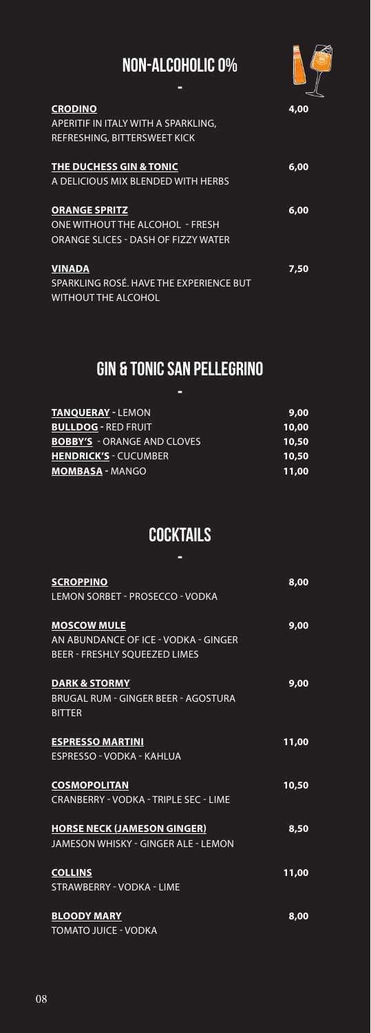# NON-ALCOHOLIC 0%

-

**CRODINO** — **4,00**
APERITIF IN ITALY WITH A SPARKLING, REFRESHING, BITTERSWEET KICK

**THE DUCHESS GIN & TONIC** — **6,00**
A DELICIOUS MIX BLENDED WITH HERBS

**ORANGE SPRITZ** — **6,00**
ONE WITHOUT THE ALCOHOL - FRESH ORANGE SLICES - DASH OF FIZZY WATER

**VINADA** — **7,50**
SPARKLING ROSÉ. HAVE THE EXPERIENCE BUT WITHOUT THE ALCOHOL

# GIN & TONIC SAN PELLEGRINO

-

| | |
|---|---|
| **TANQUERAY** - LEMON | **9,00** |
| **BULLDOG** - RED FRUIT | **10,00** |
| **BOBBY'S** - ORANGE AND CLOVES | **10,50** |
| **HENDRICK'S** - CUCUMBER | **10,50** |
| **MOMBASA** - MANGO | **11,00** |

# COCKTAILS

-

**SCROPPINO** — **8,00**
LEMON SORBET - PROSECCO - VODKA

**MOSCOW MULE** — **9,00**
AN ABUNDANCE OF ICE - VODKA - GINGER BEER - FRESHLY SQUEEZED LIMES

**DARK & STORMY** — **9,00**
BRUGAL RUM - GINGER BEER - AGOSTURA BITTER

**ESPRESSO MARTINI** — **11,00**
ESPRESSO - VODKA - KAHLUA

**COSMOPOLITAN** — **10,50**
CRANBERRY - VODKA - TRIPLE SEC - LIME

**HORSE NECK (JAMESON GINGER)** — **8,50**
JAMESON WHISKY - GINGER ALE - LEMON

**COLLINS** — **11,00**
STRAWBERRY - VODKA - LIME

**BLOODY MARY** — **8,00**
TOMATO JUICE - VODKA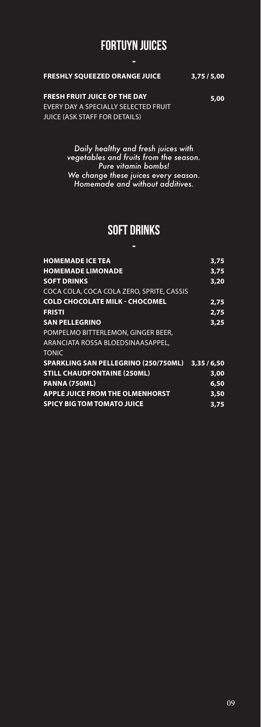## FORTUYN JUICES

-

**FRESHLY SQUEEZED ORANGE JUICE** **3,75 / 5,00**

**FRESH FRUIT JUICE OF THE DAY** **5,00**
EVERY DAY A SPECIALLY SELECTED FRUIT JUICE (ASK STAFF FOR DETAILS)

*Daily healthy and fresh juices with vegetables and fruits from the season. Pure vitamin bombs! We change these juices every season. Homemade and without additives.*

## SOFT DRINKS

-

**HOMEMADE ICE TEA** **3,75**
**HOMEMADE LIMONADE** **3,75**
**SOFT DRINKS** **3,20**
COCA COLA, COCA COLA ZERO, SPRITE, CASSIS
**COLD CHOCOLATE MILK - CHOCOMEL** **2,75**
**FRISTI** **2,75**
**SAN PELLEGRINO** **3,25**
POMPELMO BITTERLEMON, GINGER BEER, ARANCIATA ROSSA BLOEDSINAASAPPEL, TONIC
**SPARKLING SAN PELLEGRINO (250/750ML)** **3,35 / 6,50**
**STILL CHAUDFONTAINE (250ML)** **3,00**
**PANNA (750ML)** **6,50**
**APPLE JUICE FROM THE OLMENHORST** **3,50**
**SPICY BIG TOM TOMATO JUICE** **3,75**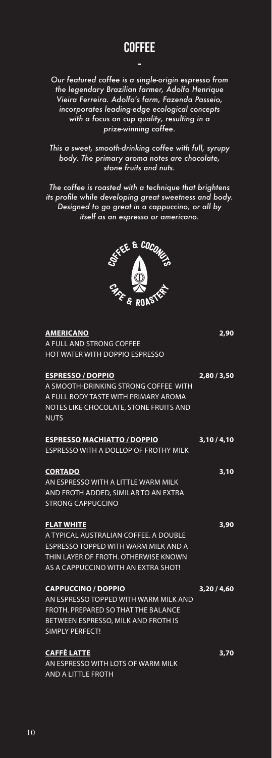# COFFEE

-

*Our featured coffee is a single-origin espresso from the legendary Brazilian farmer, Adolfo Henrique Vieira Ferreira. Adolfo's farm, Fazenda Passeio, incorporates leading-edge ecological concepts with a focus on cup quality, resulting in a prize-winning coffee.*

*This a sweet, smooth-drinking coffee with full, syrupy body. The primary aroma notes are chocolate, stone fruits and nuts.*

*The coffee is roasted with a technique that brightens its profile while developing great sweetness and body. Designed to go great in a cappuccino, or all by itself as an espresso or americano.*

COFFEE & COCONUTS
CAFE & ROASTERY

**AMERICANO** 2,90
A FULL AND STRONG COFFEE
HOT WATER WITH DOPPIO ESPRESSO

**ESPRESSO / DOPPIO** 2,80 / 3,50
A SMOOTH-DRINKING STRONG COFFEE WITH A FULL BODY TASTE WITH PRIMARY AROMA NOTES LIKE CHOCOLATE, STONE FRUITS AND NUTS

**ESPRESSO MACHIATTO / DOPPIO** 3,10 / 4,10
ESPRESSO WITH A DOLLOP OF FROTHY MILK

**CORTADO** 3,10
AN ESPRESSO WITH A LITTLE WARM MILK AND FROTH ADDED, SIMILAR TO AN EXTRA STRONG CAPPUCCINO

**FLAT WHITE** 3,90
A TYPICAL AUSTRALIAN COFFEE. A DOUBLE ESPRESSO TOPPED WITH WARM MILK AND A THIN LAYER OF FROTH. OTHERWISE KNOWN AS A CAPPUCCINO WITH AN EXTRA SHOT!

**CAPPUCCINO / DOPPIO** 3,20 / 4,60
AN ESPRESSO TOPPED WITH WARM MILK AND FROTH. PREPARED SO THAT THE BALANCE BETWEEN ESPRESSO, MILK AND FROTH IS SIMPLY PERFECT!

**CAFFÈ LATTE** 3,70
AN ESPRESSO WITH LOTS OF WARM MILK AND A LITTLE FROTH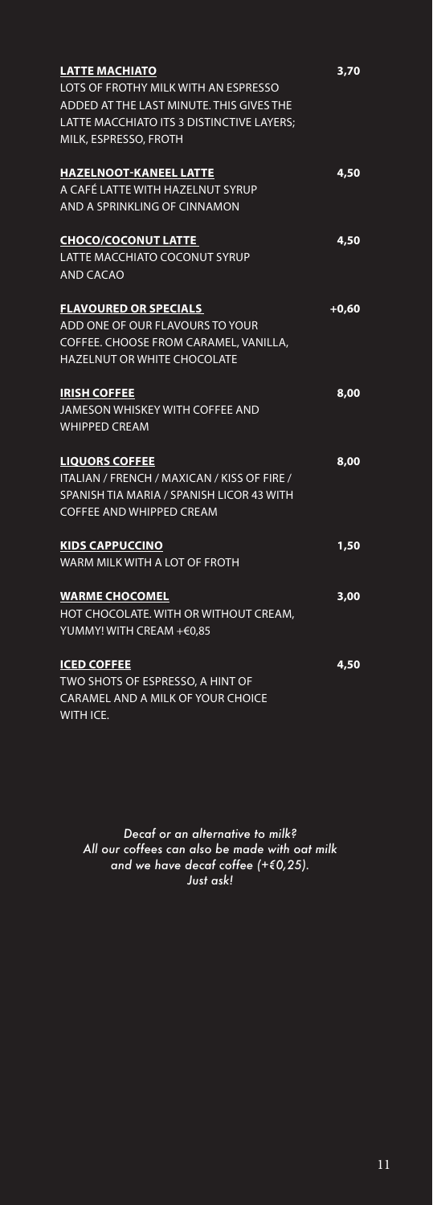**LATTE MACHIATO** 3,70
LOTS OF FROTHY MILK WITH AN ESPRESSO ADDED AT THE LAST MINUTE. THIS GIVES THE LATTE MACCHIATO ITS 3 DISTINCTIVE LAYERS; MILK, ESPRESSO, FROTH

**HAZELNOOT-KANEEL LATTE** 4,50
A CAFÉ LATTE WITH HAZELNUT SYRUP AND A SPRINKLING OF CINNAMON

**CHOCO/COCONUT LATTE** 4,50
LATTE MACCHIATO COCONUT SYRUP AND CACAO

**FLAVOURED OR SPECIALS** +0,60
ADD ONE OF OUR FLAVOURS TO YOUR COFFEE. CHOOSE FROM CARAMEL, VANILLA, HAZELNUT OR WHITE CHOCOLATE

**IRISH COFFEE** 8,00
JAMESON WHISKEY WITH COFFEE AND WHIPPED CREAM

**LIQUORS COFFEE** 8,00
ITALIAN / FRENCH / MAXICAN / KISS OF FIRE / SPANISH TIA MARIA / SPANISH LICOR 43 WITH COFFEE AND WHIPPED CREAM

**KIDS CAPPUCCINO** 1,50
WARM MILK WITH A LOT OF FROTH

**WARME CHOCOMEL** 3,00
HOT CHOCOLATE. WITH OR WITHOUT CREAM, YUMMY! WITH CREAM +€0,85

**ICED COFFEE** 4,50
TWO SHOTS OF ESPRESSO, A HINT OF CARAMEL AND A MILK OF YOUR CHOICE WITH ICE.

*Decaf or an alternative to milk?*
*All our coffees can also be made with oat milk and we have decaf coffee (+€0,25).*
*Just ask!*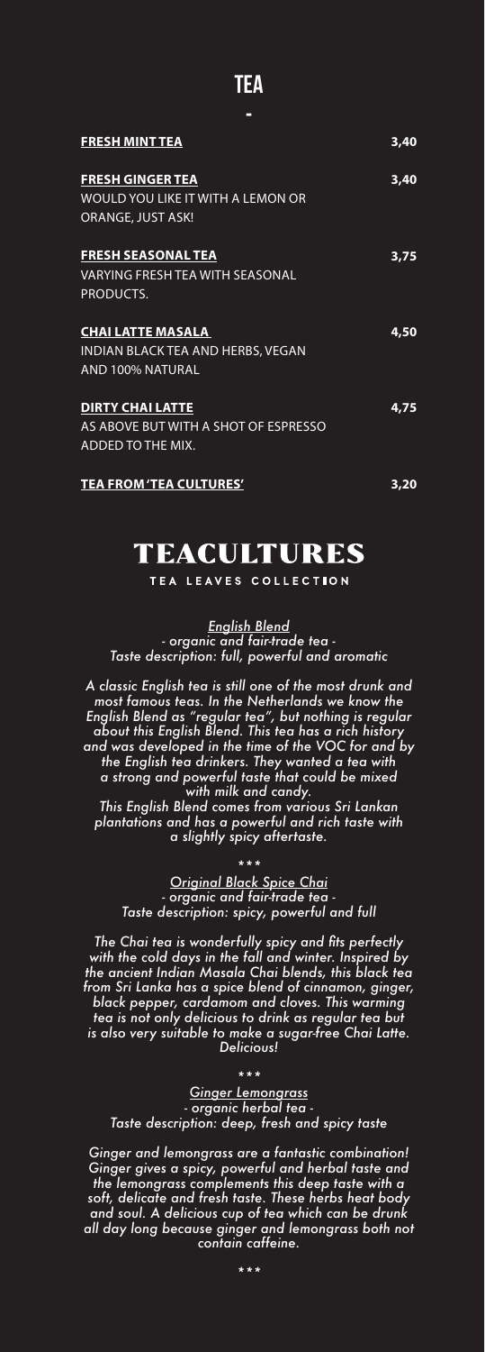# TEA

-

**FRESH MINT TEA** 3,40

**FRESH GINGER TEA** 3,40
WOULD YOU LIKE IT WITH A LEMON OR ORANGE, JUST ASK!

**FRESH SEASONAL TEA** 3,75
VARYING FRESH TEA WITH SEASONAL PRODUCTS.

**CHAI LATTE MASALA** 4,50
INDIAN BLACK TEA AND HERBS, VEGAN AND 100% NATURAL

**DIRTY CHAI LATTE** 4,75
AS ABOVE BUT WITH A SHOT OF ESPRESSO ADDED TO THE MIX.

**TEA FROM 'TEA CULTURES'** 3,20

## TEACULTURES

TEA LEAVES COLLECTION

*English Blend*
*- organic and fair-trade tea -*
*Taste description: full, powerful and aromatic*

*A classic English tea is still one of the most drunk and most famous teas. In the Netherlands we know the English Blend as "regular tea", but nothing is regular about this English Blend. This tea has a rich history and was developed in the time of the VOC for and by the English tea drinkers. They wanted a tea with a strong and powerful taste that could be mixed with milk and candy.*
*This English Blend comes from various Sri Lankan plantations and has a powerful and rich taste with a slightly spicy aftertaste.*

*\*\*\**

*Original Black Spice Chai*
*- organic and fair-trade tea -*
*Taste description: spicy, powerful and full*

*The Chai tea is wonderfully spicy and fits perfectly with the cold days in the fall and winter. Inspired by the ancient Indian Masala Chai blends, this black tea from Sri Lanka has a spice blend of cinnamon, ginger, black pepper, cardamom and cloves. This warming tea is not only delicious to drink as regular tea but is also very suitable to make a sugar-free Chai Latte. Delicious!*

*\*\*\**

*Ginger Lemongrass*
*- organic herbal tea -*
*Taste description: deep, fresh and spicy taste*

*Ginger and lemongrass are a fantastic combination! Ginger gives a spicy, powerful and herbal taste and the lemongrass complements this deep taste with a soft, delicate and fresh taste. These herbs heat body and soul. A delicious cup of tea which can be drunk all day long because ginger and lemongrass both not contain caffeine.*

*\*\*\**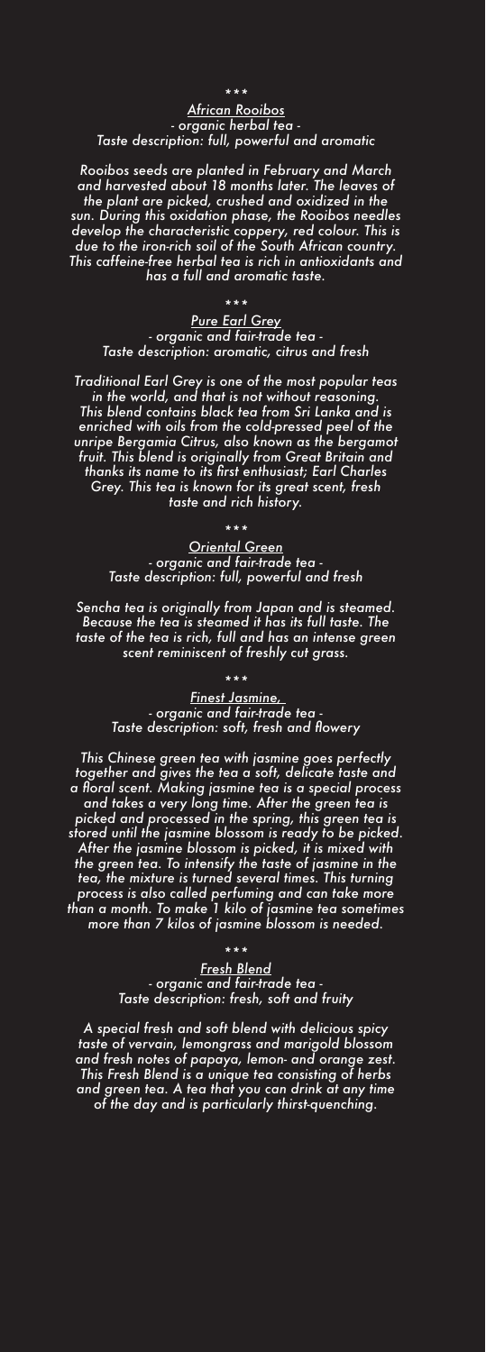\*\*\*

*African Rooibos*
*- organic herbal tea -*
*Taste description: full, powerful and aromatic*

*Rooibos seeds are planted in February and March and harvested about 18 months later. The leaves of the plant are picked, crushed and oxidized in the sun. During this oxidation phase, the Rooibos needles develop the characteristic coppery, red colour. This is due to the iron-rich soil of the South African country. This caffeine-free herbal tea is rich in antioxidants and has a full and aromatic taste.*

\*\*\*

*Pure Earl Grey*
*- organic and fair-trade tea -*
*Taste description: aromatic, citrus and fresh*

*Traditional Earl Grey is one of the most popular teas in the world, and that is not without reasoning. This blend contains black tea from Sri Lanka and is enriched with oils from the cold-pressed peel of the unripe Bergamia Citrus, also known as the bergamot fruit. This blend is originally from Great Britain and thanks its name to its first enthusiast; Earl Charles Grey. This tea is known for its great scent, fresh taste and rich history.*

\*\*\*

*Oriental Green*
*- organic and fair-trade tea -*
*Taste description: full, powerful and fresh*

*Sencha tea is originally from Japan and is steamed. Because the tea is steamed it has its full taste. The taste of the tea is rich, full and has an intense green scent reminiscent of freshly cut grass.*

\*\*\*

*Finest Jasmine,*
*- organic and fair-trade tea -*
*Taste description: soft, fresh and flowery*

*This Chinese green tea with jasmine goes perfectly together and gives the tea a soft, delicate taste and a floral scent. Making jasmine tea is a special process and takes a very long time. After the green tea is picked and processed in the spring, this green tea is stored until the jasmine blossom is ready to be picked. After the jasmine blossom is picked, it is mixed with the green tea. To intensify the taste of jasmine in the tea, the mixture is turned several times. This turning process is also called perfuming and can take more than a month. To make 1 kilo of jasmine tea sometimes more than 7 kilos of jasmine blossom is needed.*

\*\*\*

*Fresh Blend*
*- organic and fair-trade tea -*
*Taste description: fresh, soft and fruity*

*A special fresh and soft blend with delicious spicy taste of vervain, lemongrass and marigold blossom and fresh notes of papaya, lemon- and orange zest. This Fresh Blend is a unique tea consisting of herbs and green tea. A tea that you can drink at any time of the day and is particularly thirst-quenching.*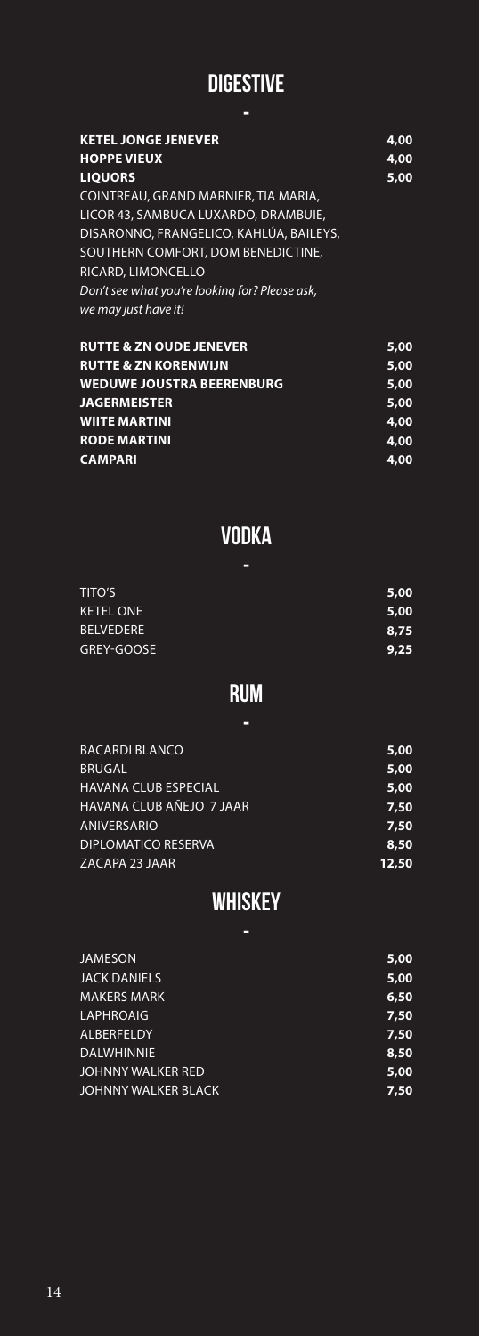# DIGESTIVE

| | |
|---|---|
| **KETEL JONGE JENEVER** | **4,00** |
| **HOPPE VIEUX** | **4,00** |
| **LIQUORS** | **5,00** |

COINTREAU, GRAND MARNIER, TIA MARIA, LICOR 43, SAMBUCA LUXARDO, DRAMBUIE, DISARONNO, FRANGELICO, KAHLÚA, BAILEYS, SOUTHERN COMFORT, DOM BENEDICTINE, RICARD, LIMONCELLO

*Don't see what you're looking for? Please ask, we may just have it!*

| | |
|---|---|
| **RUTTE & ZN OUDE JENEVER** | **5,00** |
| **RUTTE & ZN KORENWIJN** | **5,00** |
| **WEDUWE JOUSTRA BEERENBURG** | **5,00** |
| **JAGERMEISTER** | **5,00** |
| **WIITE MARTINI** | **4,00** |
| **RODE MARTINI** | **4,00** |
| **CAMPARI** | **4,00** |

# VODKA

| | |
|---|---|
| TITO'S | **5,00** |
| KETEL ONE | **5,00** |
| BELVEDERE | **8,75** |
| GREY-GOOSE | **9,25** |

# RUM

| | |
|---|---|
| BACARDI BLANCO | **5,00** |
| BRUGAL | **5,00** |
| HAVANA CLUB ESPECIAL | **5,00** |
| HAVANA CLUB AÑEJO 7 JAAR | **7,50** |
| ANIVERSARIO | **7,50** |
| DIPLOMATICO RESERVA | **8,50** |
| ZACAPA 23 JAAR | **12,50** |

# WHISKEY

| | |
|---|---|
| JAMESON | **5,00** |
| JACK DANIELS | **5,00** |
| MAKERS MARK | **6,50** |
| LAPHROAIG | **7,50** |
| ALBERFELDY | **7,50** |
| DALWHINNIE | **8,50** |
| JOHNNY WALKER RED | **5,00** |
| JOHNNY WALKER BLACK | **7,50** |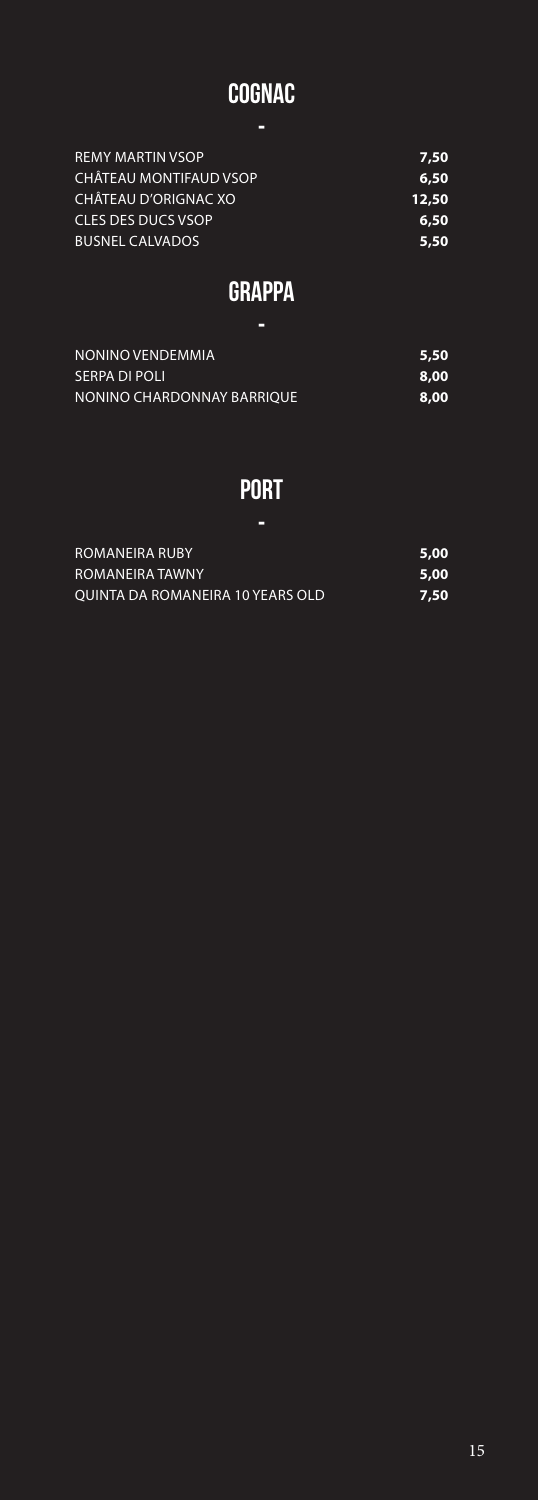## COGNAC

-

| | |
|---|---|
| REMY MARTIN VSOP | **7,50** |
| CHÂTEAU MONTIFAUD VSOP | **6,50** |
| CHÂTEAU D'ORIGNAC XO | **12,50** |
| CLES DES DUCS VSOP | **6,50** |
| BUSNEL CALVADOS | **5,50** |

## GRAPPA

-

| | |
|---|---|
| NONINO VENDEMMIA | **5,50** |
| SERPA DI POLI | **8,00** |
| NONINO CHARDONNAY BARRIQUE | **8,00** |

## PORT

-

| | |
|---|---|
| ROMANEIRA RUBY | **5,00** |
| ROMANEIRA TAWNY | **5,00** |
| QUINTA DA ROMANEIRA 10 YEARS OLD | **7,50** |